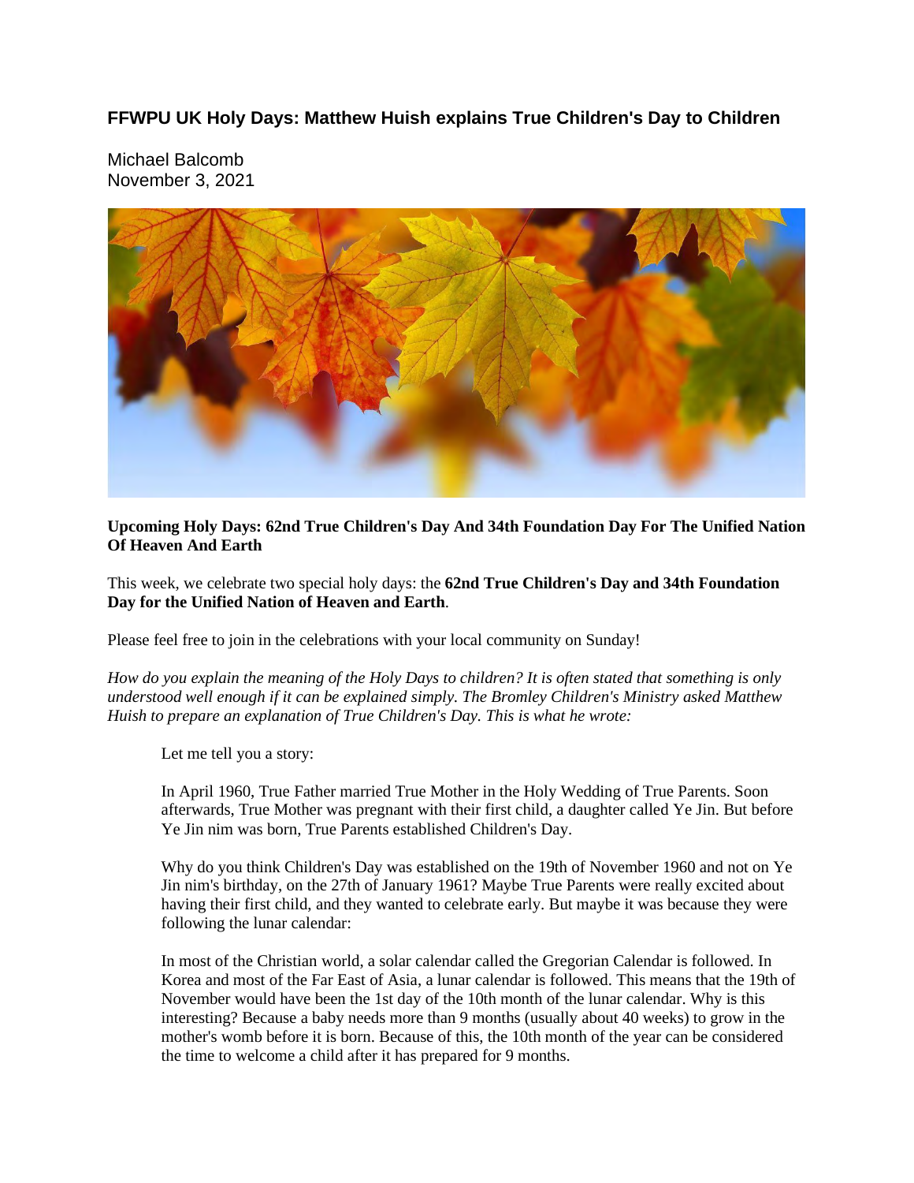# FFWPU UK Holy Days: Matthew Huish explains True Children's Day to Children

Michael Balcomb
November 3, 2021

**Upcoming Holy Days: 62nd True Children's Day And 34th Foundation Day For The Unified Nation Of Heaven And Earth**

This week, we celebrate two special holy days: the **62nd True Children's Day and 34th Foundation Day for the Unified Nation of Heaven and Earth**.

Please feel free to join in the celebrations with your local community on Sunday!

*How do you explain the meaning of the Holy Days to children? It is often stated that something is only understood well enough if it can be explained simply. The Bromley Children's Ministry asked Matthew Huish to prepare an explanation of True Children's Day. This is what he wrote:*

> Let me tell you a story:
>
> In April 1960, True Father married True Mother in the Holy Wedding of True Parents. Soon afterwards, True Mother was pregnant with their first child, a daughter called Ye Jin. But before Ye Jin nim was born, True Parents established Children's Day.
>
> Why do you think Children's Day was established on the 19th of November 1960 and not on Ye Jin nim's birthday, on the 27th of January 1961? Maybe True Parents were really excited about having their first child, and they wanted to celebrate early. But maybe it was because they were following the lunar calendar:
>
> In most of the Christian world, a solar calendar called the Gregorian Calendar is followed. In Korea and most of the Far East of Asia, a lunar calendar is followed. This means that the 19th of November would have been the 1st day of the 10th month of the lunar calendar. Why is this interesting? Because a baby needs more than 9 months (usually about 40 weeks) to grow in the mother's womb before it is born. Because of this, the 10th month of the year can be considered the time to welcome a child after it has prepared for 9 months.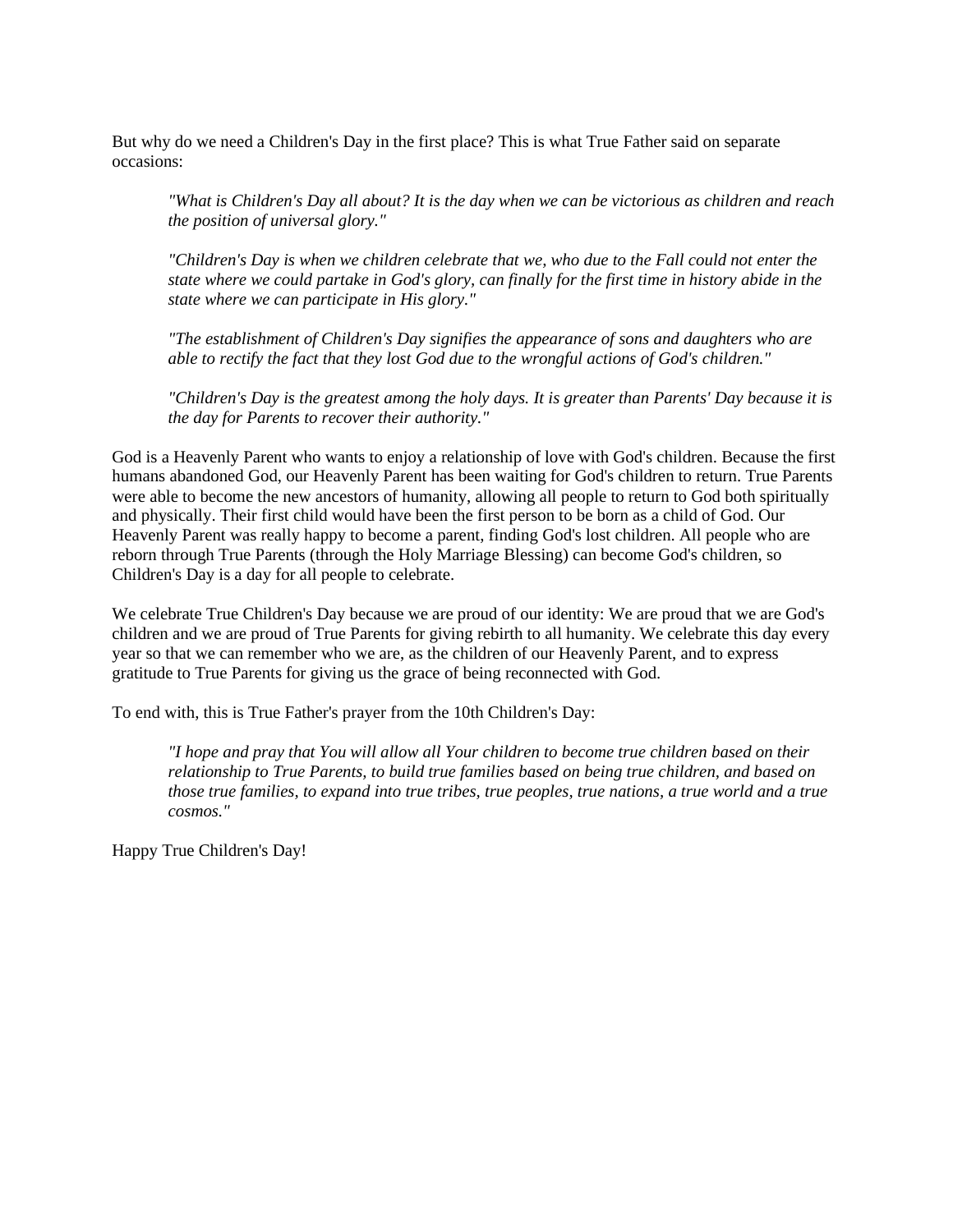But why do we need a Children's Day in the first place? This is what True Father said on separate occasions:

> *"What is Children's Day all about? It is the day when we can be victorious as children and reach the position of universal glory."*
>
> *"Children's Day is when we children celebrate that we, who due to the Fall could not enter the state where we could partake in God's glory, can finally for the first time in history abide in the state where we can participate in His glory."*
>
> *"The establishment of Children's Day signifies the appearance of sons and daughters who are able to rectify the fact that they lost God due to the wrongful actions of God's children."*
>
> *"Children's Day is the greatest among the holy days. It is greater than Parents' Day because it is the day for Parents to recover their authority."*

God is a Heavenly Parent who wants to enjoy a relationship of love with God's children. Because the first humans abandoned God, our Heavenly Parent has been waiting for God's children to return. True Parents were able to become the new ancestors of humanity, allowing all people to return to God both spiritually and physically. Their first child would have been the first person to be born as a child of God. Our Heavenly Parent was really happy to become a parent, finding God's lost children. All people who are reborn through True Parents (through the Holy Marriage Blessing) can become God's children, so Children's Day is a day for all people to celebrate.

We celebrate True Children's Day because we are proud of our identity: We are proud that we are God's children and we are proud of True Parents for giving rebirth to all humanity. We celebrate this day every year so that we can remember who we are, as the children of our Heavenly Parent, and to express gratitude to True Parents for giving us the grace of being reconnected with God.

To end with, this is True Father's prayer from the 10th Children's Day:

> *"I hope and pray that You will allow all Your children to become true children based on their relationship to True Parents, to build true families based on being true children, and based on those true families, to expand into true tribes, true peoples, true nations, a true world and a true cosmos."*

Happy True Children's Day!